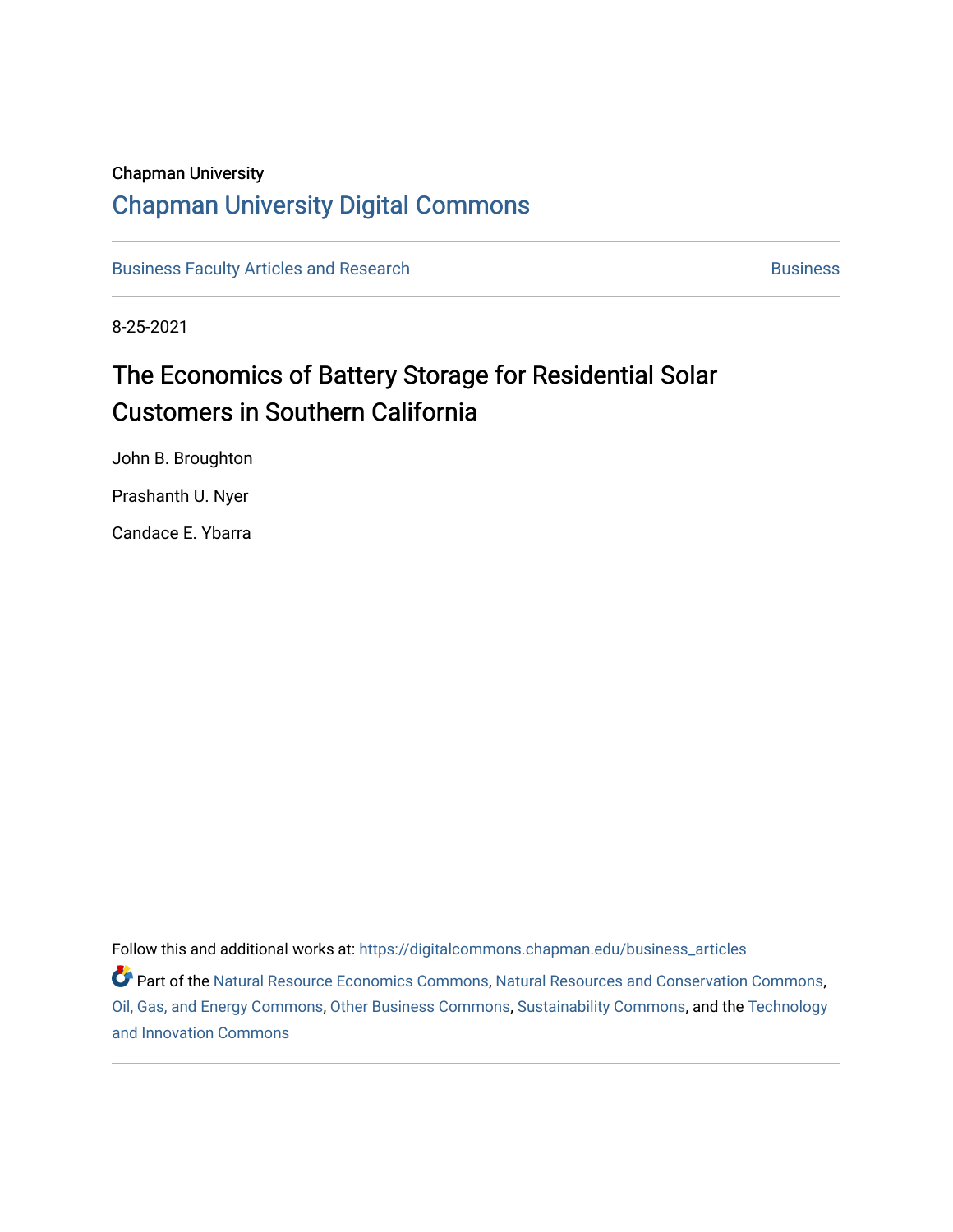Chapman University

## Chapman University Digital Commons

Business Faculty Articles and Research | Business

8-25-2021

# The Economics of Battery Storage for Residential Solar Customers in Southern California

John B. Broughton

Prashanth U. Nyer

Candace E. Ybarra

Follow this and additional works at: https://digitalcommons.chapman.edu/business_articles

Part of the Natural Resource Economics Commons, Natural Resources and Conservation Commons, Oil, Gas, and Energy Commons, Other Business Commons, Sustainability Commons, and the Technology and Innovation Commons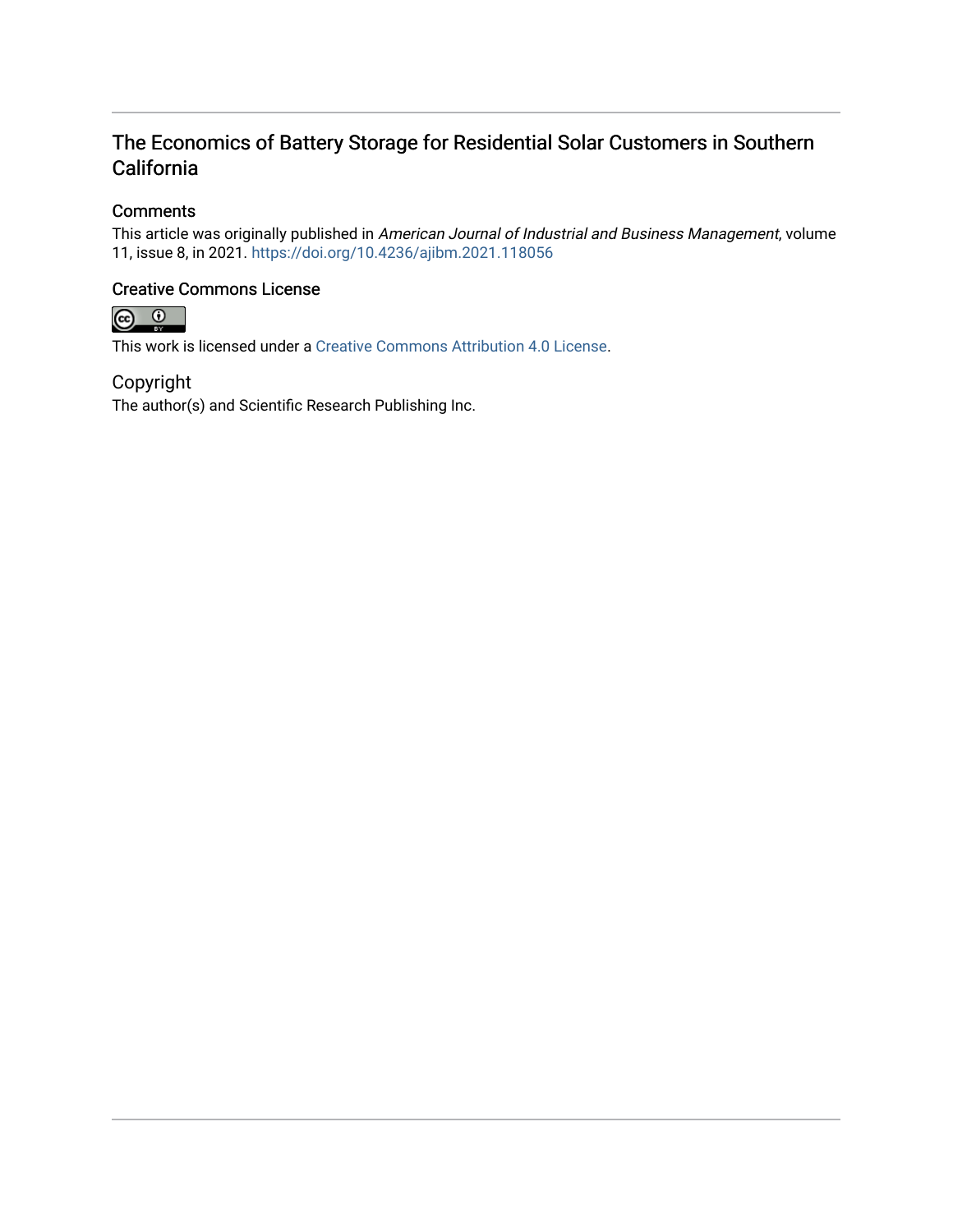# The Economics of Battery Storage for Residential Solar Customers in Southern California

## Comments

This article was originally published in *American Journal of Industrial and Business Management*, volume 11, issue 8, in 2021. https://doi.org/10.4236/ajibm.2021.118056

## Creative Commons License

This work is licensed under a Creative Commons Attribution 4.0 License.

## Copyright

The author(s) and Scientific Research Publishing Inc.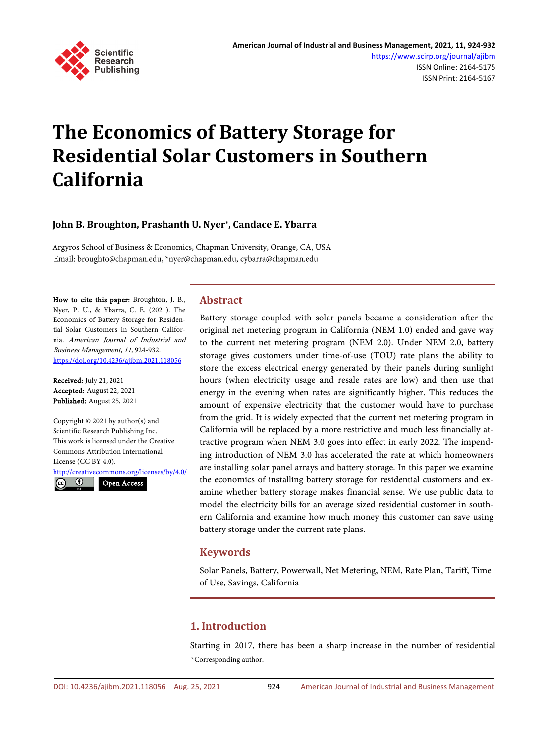# The Economics of Battery Storage for Residential Solar Customers in Southern California

**John B. Broughton, Prashanth U. Nyer*, Candace E. Ybarra**

Argyros School of Business & Economics, Chapman University, Orange, CA, USA
Email: broughto@chapman.edu, *nyer@chapman.edu, cybarra@chapman.edu

**How to cite this paper:** Broughton, J. B., Nyer, P. U., & Ybarra, C. E. (2021). The Economics of Battery Storage for Residential Solar Customers in Southern California. *American Journal of Industrial and Business Management, 11,* 924-932.
https://doi.org/10.4236/ajibm.2021.118056

**Received:** July 21, 2021
**Accepted:** August 22, 2021
**Published:** August 25, 2021

Copyright © 2021 by author(s) and Scientific Research Publishing Inc.
This work is licensed under the Creative Commons Attribution International License (CC BY 4.0).
http://creativecommons.org/licenses/by/4.0/
Open Access

## Abstract

Battery storage coupled with solar panels became a consideration after the original net metering program in California (NEM 1.0) ended and gave way to the current net metering program (NEM 2.0). Under NEM 2.0, battery storage gives customers under time-of-use (TOU) rate plans the ability to store the excess electrical energy generated by their panels during sunlight hours (when electricity usage and resale rates are low) and then use that energy in the evening when rates are significantly higher. This reduces the amount of expensive electricity that the customer would have to purchase from the grid. It is widely expected that the current net metering program in California will be replaced by a more restrictive and much less financially attractive program when NEM 3.0 goes into effect in early 2022. The impending introduction of NEM 3.0 has accelerated the rate at which homeowners are installing solar panel arrays and battery storage. In this paper we examine the economics of installing battery storage for residential customers and examine whether battery storage makes financial sense. We use public data to model the electricity bills for an average sized residential customer in southern California and examine how much money this customer can save using battery storage under the current rate plans.

## Keywords

Solar Panels, Battery, Powerwall, Net Metering, NEM, Rate Plan, Tariff, Time of Use, Savings, California

## 1. Introduction

Starting in 2017, there has been a sharp increase in the number of residential

*Corresponding author.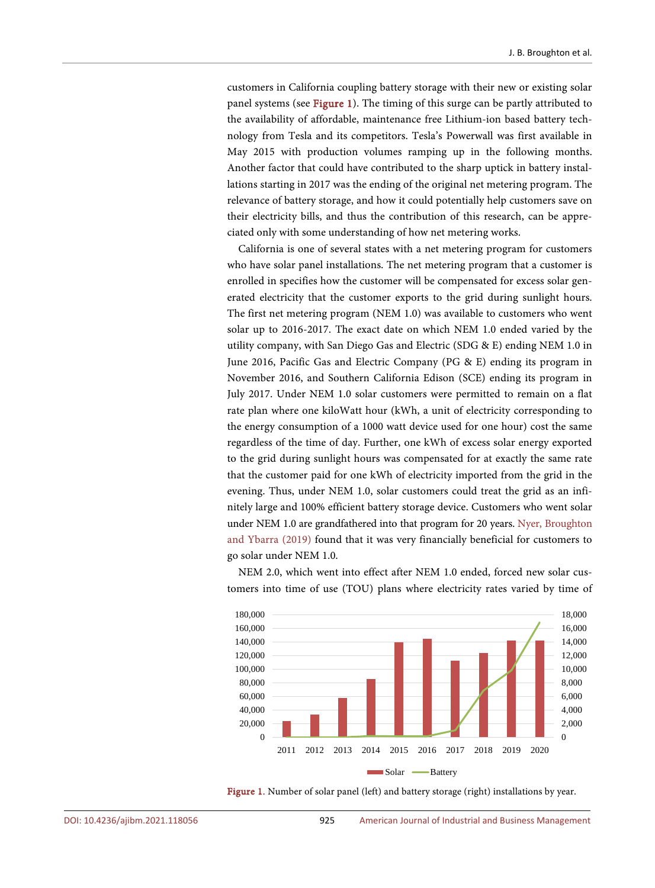customers in California coupling battery storage with their new or existing solar panel systems (see Figure 1). The timing of this surge can be partly attributed to the availability of affordable, maintenance free Lithium-ion based battery technology from Tesla and its competitors. Tesla's Powerwall was first available in May 2015 with production volumes ramping up in the following months. Another factor that could have contributed to the sharp uptick in battery installations starting in 2017 was the ending of the original net metering program. The relevance of battery storage, and how it could potentially help customers save on their electricity bills, and thus the contribution of this research, can be appreciated only with some understanding of how net metering works.

California is one of several states with a net metering program for customers who have solar panel installations. The net metering program that a customer is enrolled in specifies how the customer will be compensated for excess solar generated electricity that the customer exports to the grid during sunlight hours. The first net metering program (NEM 1.0) was available to customers who went solar up to 2016-2017. The exact date on which NEM 1.0 ended varied by the utility company, with San Diego Gas and Electric (SDG & E) ending NEM 1.0 in June 2016, Pacific Gas and Electric Company (PG & E) ending its program in November 2016, and Southern California Edison (SCE) ending its program in July 2017. Under NEM 1.0 solar customers were permitted to remain on a flat rate plan where one kiloWatt hour (kWh, a unit of electricity corresponding to the energy consumption of a 1000 watt device used for one hour) cost the same regardless of the time of day. Further, one kWh of excess solar energy exported to the grid during sunlight hours was compensated for at exactly the same rate that the customer paid for one kWh of electricity imported from the grid in the evening. Thus, under NEM 1.0, solar customers could treat the grid as an infinitely large and 100% efficient battery storage device. Customers who went solar under NEM 1.0 are grandfathered into that program for 20 years. Nyer, Broughton and Ybarra (2019) found that it was very financially beneficial for customers to go solar under NEM 1.0.

NEM 2.0, which went into effect after NEM 1.0 ended, forced new solar customers into time of use (TOU) plans where electricity rates varied by time of

Figure 1. Number of solar panel (left) and battery storage (right) installations by year.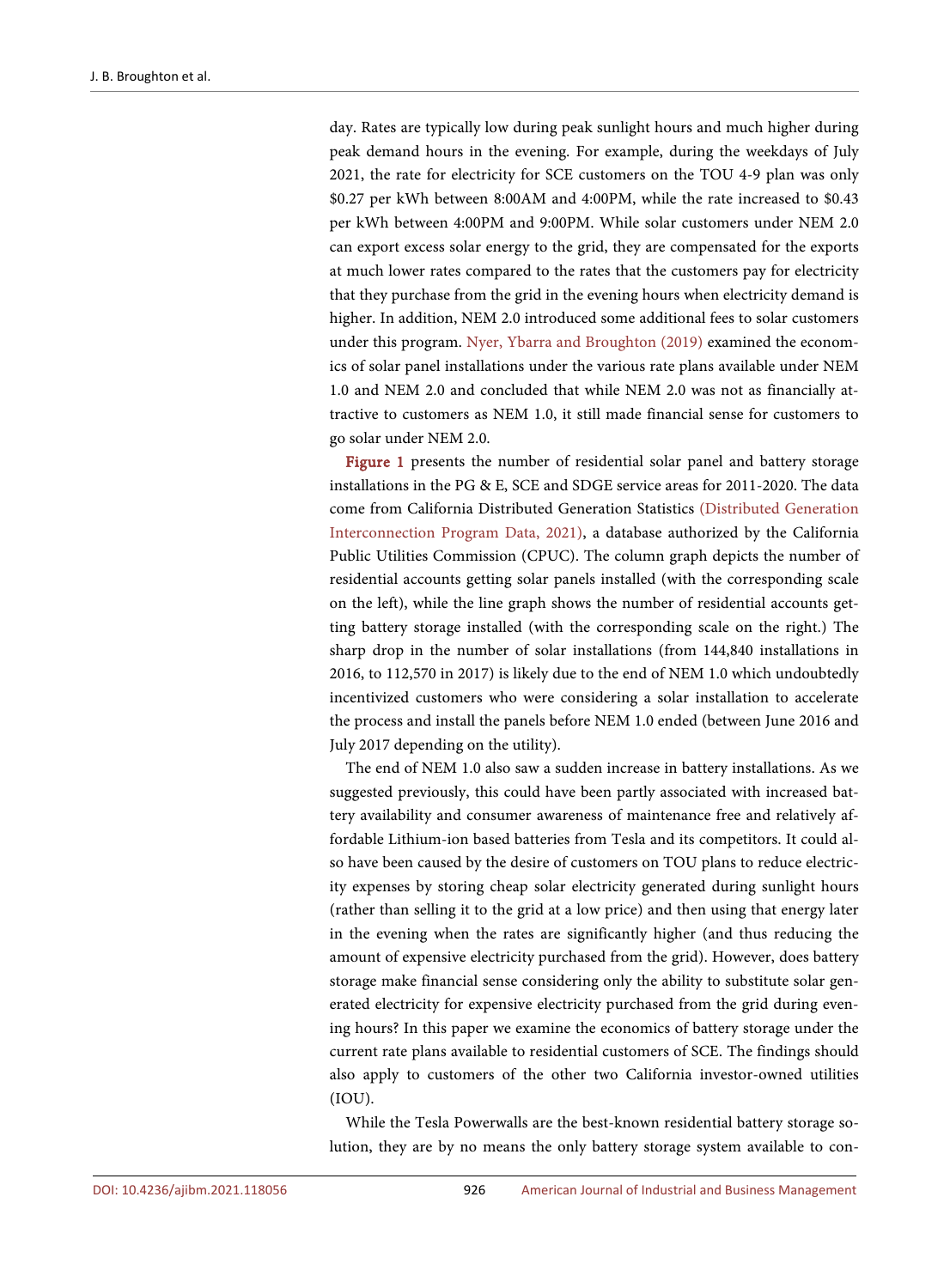day. Rates are typically low during peak sunlight hours and much higher during peak demand hours in the evening. For example, during the weekdays of July 2021, the rate for electricity for SCE customers on the TOU 4-9 plan was only $0.27 per kWh between 8:00AM and 4:00PM, while the rate increased to $0.43 per kWh between 4:00PM and 9:00PM. While solar customers under NEM 2.0 can export excess solar energy to the grid, they are compensated for the exports at much lower rates compared to the rates that the customers pay for electricity that they purchase from the grid in the evening hours when electricity demand is higher. In addition, NEM 2.0 introduced some additional fees to solar customers under this program. Nyer, Ybarra and Broughton (2019) examined the economics of solar panel installations under the various rate plans available under NEM 1.0 and NEM 2.0 and concluded that while NEM 2.0 was not as financially attractive to customers as NEM 1.0, it still made financial sense for customers to go solar under NEM 2.0.

**Figure 1** presents the number of residential solar panel and battery storage installations in the PG & E, SCE and SDGE service areas for 2011-2020. The data come from California Distributed Generation Statistics (Distributed Generation Interconnection Program Data, 2021), a database authorized by the California Public Utilities Commission (CPUC). The column graph depicts the number of residential accounts getting solar panels installed (with the corresponding scale on the left), while the line graph shows the number of residential accounts getting battery storage installed (with the corresponding scale on the right.) The sharp drop in the number of solar installations (from 144,840 installations in 2016, to 112,570 in 2017) is likely due to the end of NEM 1.0 which undoubtedly incentivized customers who were considering a solar installation to accelerate the process and install the panels before NEM 1.0 ended (between June 2016 and July 2017 depending on the utility).

The end of NEM 1.0 also saw a sudden increase in battery installations. As we suggested previously, this could have been partly associated with increased battery availability and consumer awareness of maintenance free and relatively affordable Lithium-ion based batteries from Tesla and its competitors. It could also have been caused by the desire of customers on TOU plans to reduce electricity expenses by storing cheap solar electricity generated during sunlight hours (rather than selling it to the grid at a low price) and then using that energy later in the evening when the rates are significantly higher (and thus reducing the amount of expensive electricity purchased from the grid). However, does battery storage make financial sense considering only the ability to substitute solar generated electricity for expensive electricity purchased from the grid during evening hours? In this paper we examine the economics of battery storage under the current rate plans available to residential customers of SCE. The findings should also apply to customers of the other two California investor-owned utilities (IOU).

While the Tesla Powerwalls are the best-known residential battery storage solution, they are by no means the only battery storage system available to con-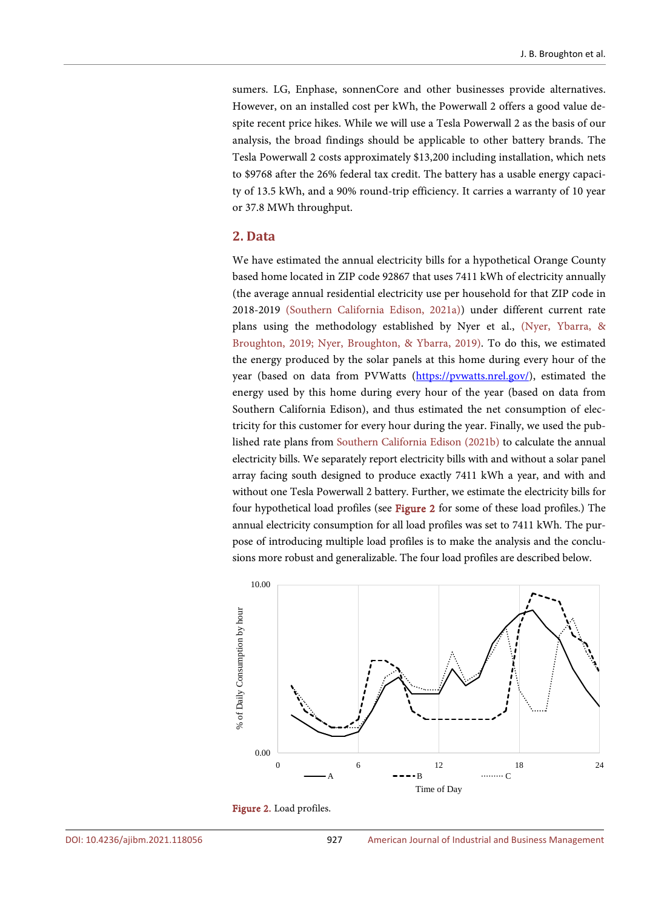sumers. LG, Enphase, sonnenCore and other businesses provide alternatives. However, on an installed cost per kWh, the Powerwall 2 offers a good value despite recent price hikes. While we will use a Tesla Powerwall 2 as the basis of our analysis, the broad findings should be applicable to other battery brands. The Tesla Powerwall 2 costs approximately $13,200 including installation, which nets to $9768 after the 26% federal tax credit. The battery has a usable energy capacity of 13.5 kWh, and a 90% round-trip efficiency. It carries a warranty of 10 year or 37.8 MWh throughput.

## 2. Data

We have estimated the annual electricity bills for a hypothetical Orange County based home located in ZIP code 92867 that uses 7411 kWh of electricity annually (the average annual residential electricity use per household for that ZIP code in 2018-2019 (Southern California Edison, 2021a)) under different current rate plans using the methodology established by Nyer et al., (Nyer, Ybarra, & Broughton, 2019; Nyer, Broughton, & Ybarra, 2019). To do this, we estimated the energy produced by the solar panels at this home during every hour of the year (based on data from PVWatts (https://pvwatts.nrel.gov/), estimated the energy used by this home during every hour of the year (based on data from Southern California Edison), and thus estimated the net consumption of electricity for this customer for every hour during the year. Finally, we used the published rate plans from Southern California Edison (2021b) to calculate the annual electricity bills. We separately report electricity bills with and without a solar panel array facing south designed to produce exactly 7411 kWh a year, and with and without one Tesla Powerwall 2 battery. Further, we estimate the electricity bills for four hypothetical load profiles (see **Figure 2** for some of these load profiles.) The annual electricity consumption for all load profiles was set to 7411 kWh. The purpose of introducing multiple load profiles is to make the analysis and the conclusions more robust and generalizable. The four load profiles are described below.

**Figure 2.** Load profiles.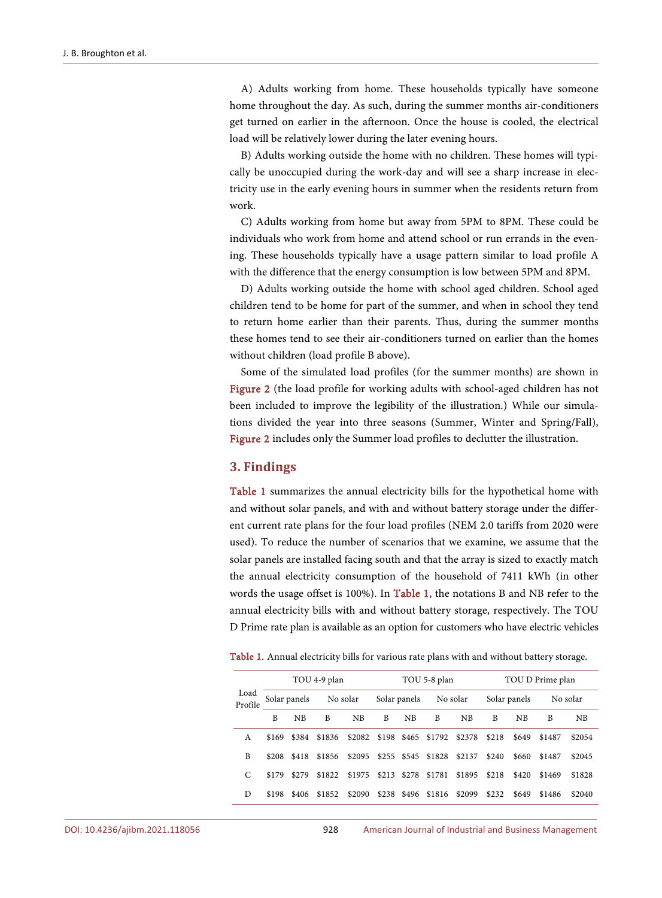A) Adults working from home. These households typically have someone home throughout the day. As such, during the summer months air-conditioners get turned on earlier in the afternoon. Once the house is cooled, the electrical load will be relatively lower during the later evening hours.

B) Adults working outside the home with no children. These homes will typically be unoccupied during the work-day and will see a sharp increase in electricity use in the early evening hours in summer when the residents return from work.

C) Adults working from home but away from 5PM to 8PM. These could be individuals who work from home and attend school or run errands in the evening. These households typically have a usage pattern similar to load profile A with the difference that the energy consumption is low between 5PM and 8PM.

D) Adults working outside the home with school aged children. School aged children tend to be home for part of the summer, and when in school they tend to return home earlier than their parents. Thus, during the summer months these homes tend to see their air-conditioners turned on earlier than the homes without children (load profile B above).

Some of the simulated load profiles (for the summer months) are shown in Figure 2 (the load profile for working adults with school-aged children has not been included to improve the legibility of the illustration.) While our simulations divided the year into three seasons (Summer, Winter and Spring/Fall), Figure 2 includes only the Summer load profiles to declutter the illustration.

## 3. Findings

Table 1 summarizes the annual electricity bills for the hypothetical home with and without solar panels, and with and without battery storage under the different current rate plans for the four load profiles (NEM 2.0 tariffs from 2020 were used). To reduce the number of scenarios that we examine, we assume that the solar panels are installed facing south and that the array is sized to exactly match the annual electricity consumption of the household of 7411 kWh (in other words the usage offset is 100%). In Table 1, the notations B and NB refer to the annual electricity bills with and without battery storage, respectively. The TOU D Prime rate plan is available as an option for customers who have electric vehicles

Table 1. Annual electricity bills for various rate plans with and without battery storage.

| Load Profile | TOU 4-9 plan | | | | TOU 5-8 plan | | | | TOU D Prime plan | | | |
|---|---|---|---|---|---|---|---|---|---|---|---|---|
| | Solar panels | | No solar | | Solar panels | | No solar | | Solar panels | | No solar | |
| | B | NB | B | NB | B | NB | B | NB | B | NB | B | NB |
| A | $169 | $384 | $1836 | $2082 | $198 | $465 | $1792 | $2378 | $218 | $649 | $1487 | $2054 |
| B | $208 | $418 | $1856 | $2095 | $255 | $545 | $1828 | $2137 | $240 | $660 | $1487 | $2045 |
| C | $179 | $279 | $1822 | $1975 | $213 | $278 | $1781 | $1895 | $218 | $420 | $1469 | $1828 |
| D | $198 | $406 | $1852 | $2090 | $238 | $496 | $1816 | $2099 | $232 | $649 | $1486 | $2040 |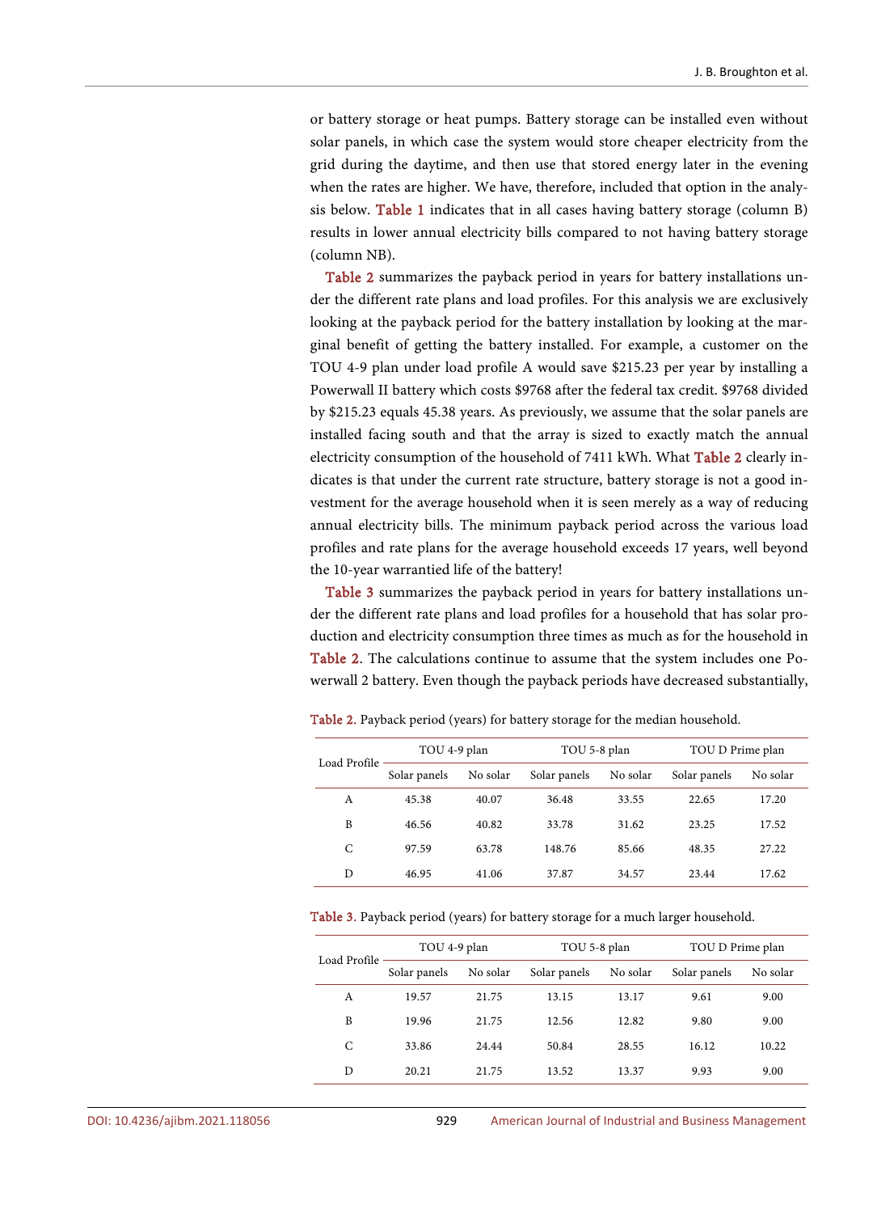or battery storage or heat pumps. Battery storage can be installed even without solar panels, in which case the system would store cheaper electricity from the grid during the daytime, and then use that stored energy later in the evening when the rates are higher. We have, therefore, included that option in the analysis below. Table 1 indicates that in all cases having battery storage (column B) results in lower annual electricity bills compared to not having battery storage (column NB).

Table 2 summarizes the payback period in years for battery installations under the different rate plans and load profiles. For this analysis we are exclusively looking at the payback period for the battery installation by looking at the marginal benefit of getting the battery installed. For example, a customer on the TOU 4-9 plan under load profile A would save $215.23 per year by installing a Powerwall II battery which costs $9768 after the federal tax credit. $9768 divided by $215.23 equals 45.38 years. As previously, we assume that the solar panels are installed facing south and that the array is sized to exactly match the annual electricity consumption of the household of 7411 kWh. What Table 2 clearly indicates is that under the current rate structure, battery storage is not a good investment for the average household when it is seen merely as a way of reducing annual electricity bills. The minimum payback period across the various load profiles and rate plans for the average household exceeds 17 years, well beyond the 10-year warrantied life of the battery!

Table 3 summarizes the payback period in years for battery installations under the different rate plans and load profiles for a household that has solar production and electricity consumption three times as much as for the household in Table 2. The calculations continue to assume that the system includes one Powerwall 2 battery. Even though the payback periods have decreased substantially,

Table 2. Payback period (years) for battery storage for the median household.

| Load Profile | TOU 4-9 plan | | TOU 5-8 plan | | TOU D Prime plan | |
|---|---|---|---|---|---|---|
| | Solar panels | No solar | Solar panels | No solar | Solar panels | No solar |
| A | 45.38 | 40.07 | 36.48 | 33.55 | 22.65 | 17.20 |
| B | 46.56 | 40.82 | 33.78 | 31.62 | 23.25 | 17.52 |
| C | 97.59 | 63.78 | 148.76 | 85.66 | 48.35 | 27.22 |
| D | 46.95 | 41.06 | 37.87 | 34.57 | 23.44 | 17.62 |

Table 3. Payback period (years) for battery storage for a much larger household.

| Load Profile | TOU 4-9 plan | | TOU 5-8 plan | | TOU D Prime plan | |
|---|---|---|---|---|---|---|
| | Solar panels | No solar | Solar panels | No solar | Solar panels | No solar |
| A | 19.57 | 21.75 | 13.15 | 13.17 | 9.61 | 9.00 |
| B | 19.96 | 21.75 | 12.56 | 12.82 | 9.80 | 9.00 |
| C | 33.86 | 24.44 | 50.84 | 28.55 | 16.12 | 10.22 |
| D | 20.21 | 21.75 | 13.52 | 13.37 | 9.93 | 9.00 |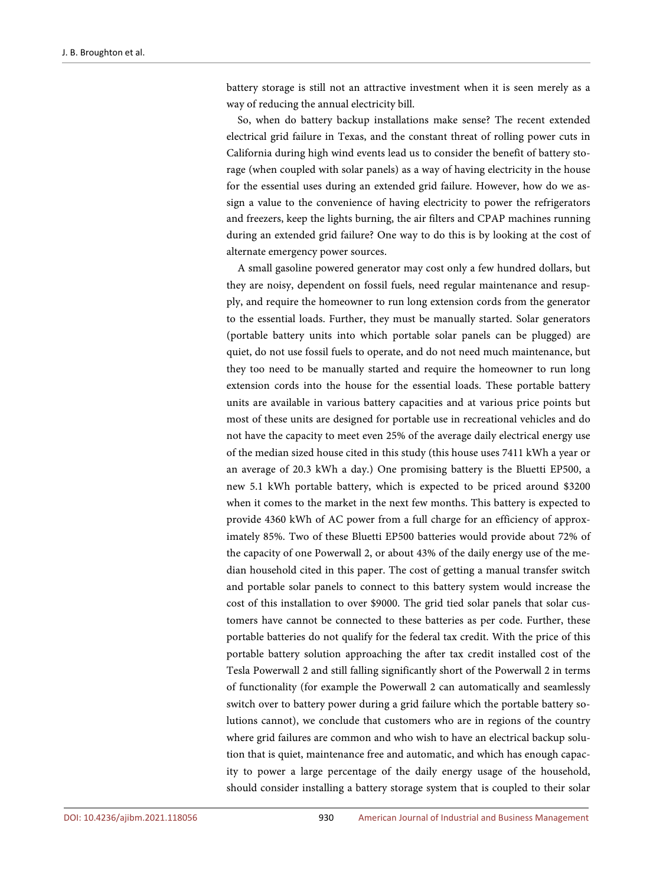battery storage is still not an attractive investment when it is seen merely as a way of reducing the annual electricity bill.

So, when do battery backup installations make sense? The recent extended electrical grid failure in Texas, and the constant threat of rolling power cuts in California during high wind events lead us to consider the benefit of battery storage (when coupled with solar panels) as a way of having electricity in the house for the essential uses during an extended grid failure. However, how do we assign a value to the convenience of having electricity to power the refrigerators and freezers, keep the lights burning, the air filters and CPAP machines running during an extended grid failure? One way to do this is by looking at the cost of alternate emergency power sources.

A small gasoline powered generator may cost only a few hundred dollars, but they are noisy, dependent on fossil fuels, need regular maintenance and resupply, and require the homeowner to run long extension cords from the generator to the essential loads. Further, they must be manually started. Solar generators (portable battery units into which portable solar panels can be plugged) are quiet, do not use fossil fuels to operate, and do not need much maintenance, but they too need to be manually started and require the homeowner to run long extension cords into the house for the essential loads. These portable battery units are available in various battery capacities and at various price points but most of these units are designed for portable use in recreational vehicles and do not have the capacity to meet even 25% of the average daily electrical energy use of the median sized house cited in this study (this house uses 7411 kWh a year or an average of 20.3 kWh a day.) One promising battery is the Bluetti EP500, a new 5.1 kWh portable battery, which is expected to be priced around $3200 when it comes to the market in the next few months. This battery is expected to provide 4360 kWh of AC power from a full charge for an efficiency of approximately 85%. Two of these Bluetti EP500 batteries would provide about 72% of the capacity of one Powerwall 2, or about 43% of the daily energy use of the median household cited in this paper. The cost of getting a manual transfer switch and portable solar panels to connect to this battery system would increase the cost of this installation to over $9000. The grid tied solar panels that solar customers have cannot be connected to these batteries as per code. Further, these portable batteries do not qualify for the federal tax credit. With the price of this portable battery solution approaching the after tax credit installed cost of the Tesla Powerwall 2 and still falling significantly short of the Powerwall 2 in terms of functionality (for example the Powerwall 2 can automatically and seamlessly switch over to battery power during a grid failure which the portable battery solutions cannot), we conclude that customers who are in regions of the country where grid failures are common and who wish to have an electrical backup solution that is quiet, maintenance free and automatic, and which has enough capacity to power a large percentage of the daily energy usage of the household, should consider installing a battery storage system that is coupled to their solar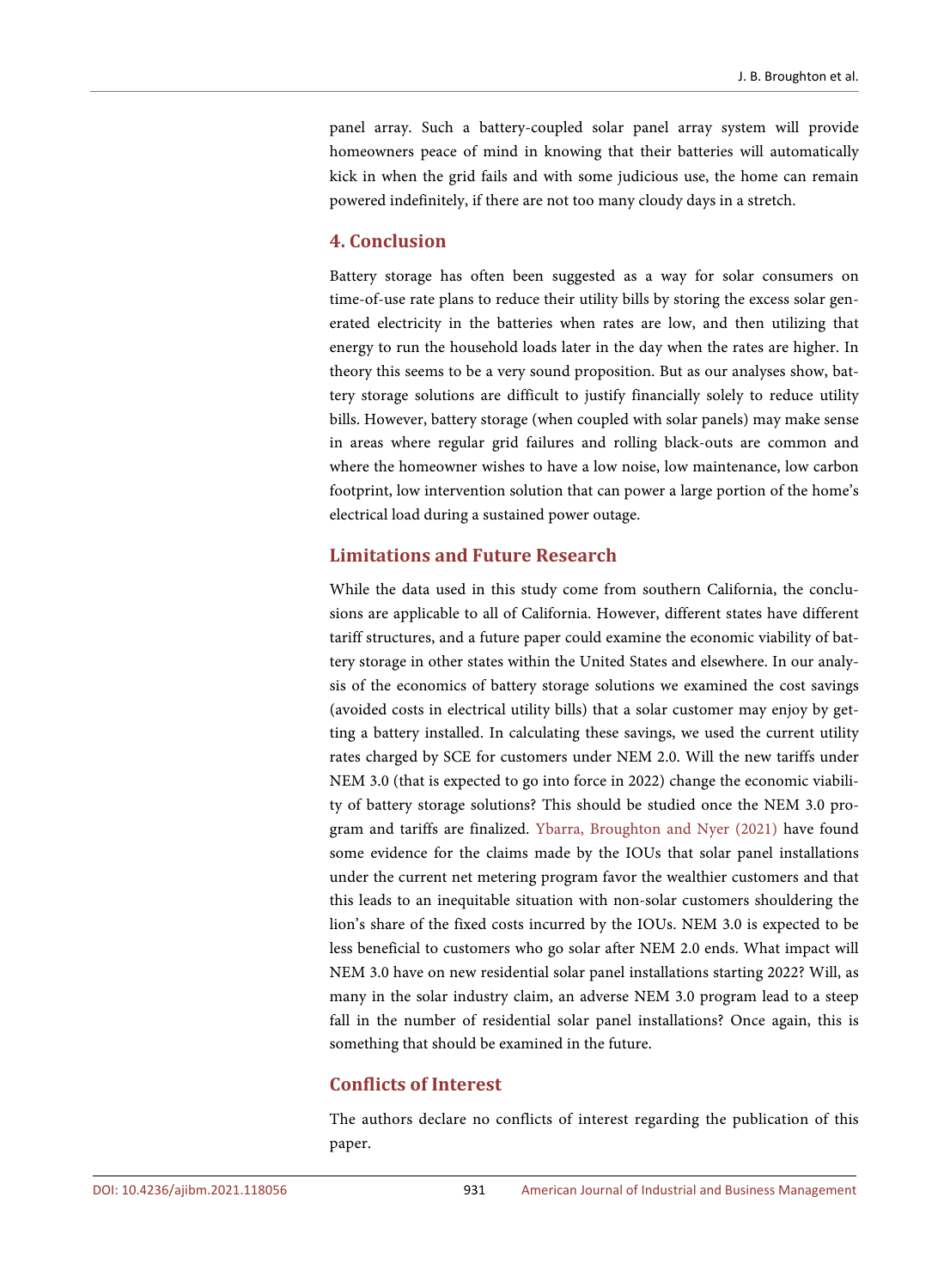panel array. Such a battery-coupled solar panel array system will provide homeowners peace of mind in knowing that their batteries will automatically kick in when the grid fails and with some judicious use, the home can remain powered indefinitely, if there are not too many cloudy days in a stretch.

## 4. Conclusion

Battery storage has often been suggested as a way for solar consumers on time-of-use rate plans to reduce their utility bills by storing the excess solar generated electricity in the batteries when rates are low, and then utilizing that energy to run the household loads later in the day when the rates are higher. In theory this seems to be a very sound proposition. But as our analyses show, battery storage solutions are difficult to justify financially solely to reduce utility bills. However, battery storage (when coupled with solar panels) may make sense in areas where regular grid failures and rolling black-outs are common and where the homeowner wishes to have a low noise, low maintenance, low carbon footprint, low intervention solution that can power a large portion of the home's electrical load during a sustained power outage.

## Limitations and Future Research

While the data used in this study come from southern California, the conclusions are applicable to all of California. However, different states have different tariff structures, and a future paper could examine the economic viability of battery storage in other states within the United States and elsewhere. In our analysis of the economics of battery storage solutions we examined the cost savings (avoided costs in electrical utility bills) that a solar customer may enjoy by getting a battery installed. In calculating these savings, we used the current utility rates charged by SCE for customers under NEM 2.0. Will the new tariffs under NEM 3.0 (that is expected to go into force in 2022) change the economic viability of battery storage solutions? This should be studied once the NEM 3.0 program and tariffs are finalized. Ybarra, Broughton and Nyer (2021) have found some evidence for the claims made by the IOUs that solar panel installations under the current net metering program favor the wealthier customers and that this leads to an inequitable situation with non-solar customers shouldering the lion's share of the fixed costs incurred by the IOUs. NEM 3.0 is expected to be less beneficial to customers who go solar after NEM 2.0 ends. What impact will NEM 3.0 have on new residential solar panel installations starting 2022? Will, as many in the solar industry claim, an adverse NEM 3.0 program lead to a steep fall in the number of residential solar panel installations? Once again, this is something that should be examined in the future.

## Conflicts of Interest

The authors declare no conflicts of interest regarding the publication of this paper.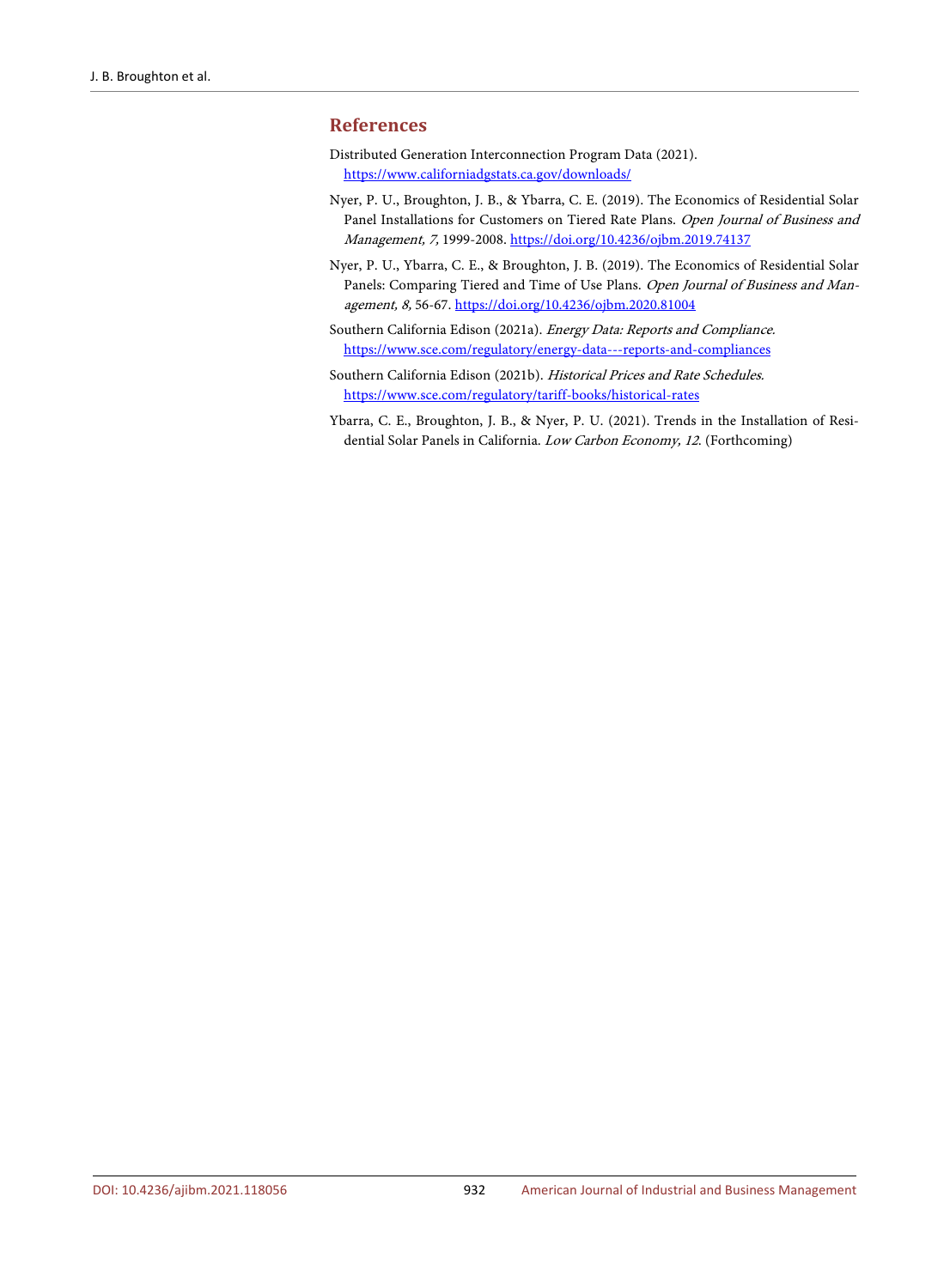## References

Distributed Generation Interconnection Program Data (2021). https://www.californiadgstats.ca.gov/downloads/

Nyer, P. U., Broughton, J. B., & Ybarra, C. E. (2019). The Economics of Residential Solar Panel Installations for Customers on Tiered Rate Plans. *Open Journal of Business and Management, 7,* 1999-2008. https://doi.org/10.4236/ojbm.2019.74137

Nyer, P. U., Ybarra, C. E., & Broughton, J. B. (2019). The Economics of Residential Solar Panels: Comparing Tiered and Time of Use Plans. *Open Journal of Business and Management, 8,* 56-67. https://doi.org/10.4236/ojbm.2020.81004

Southern California Edison (2021a). *Energy Data: Reports and Compliance.* https://www.sce.com/regulatory/energy-data---reports-and-compliances

Southern California Edison (2021b). *Historical Prices and Rate Schedules.* https://www.sce.com/regulatory/tariff-books/historical-rates

Ybarra, C. E., Broughton, J. B., & Nyer, P. U. (2021). Trends in the Installation of Residential Solar Panels in California. *Low Carbon Economy, 12*. (Forthcoming)